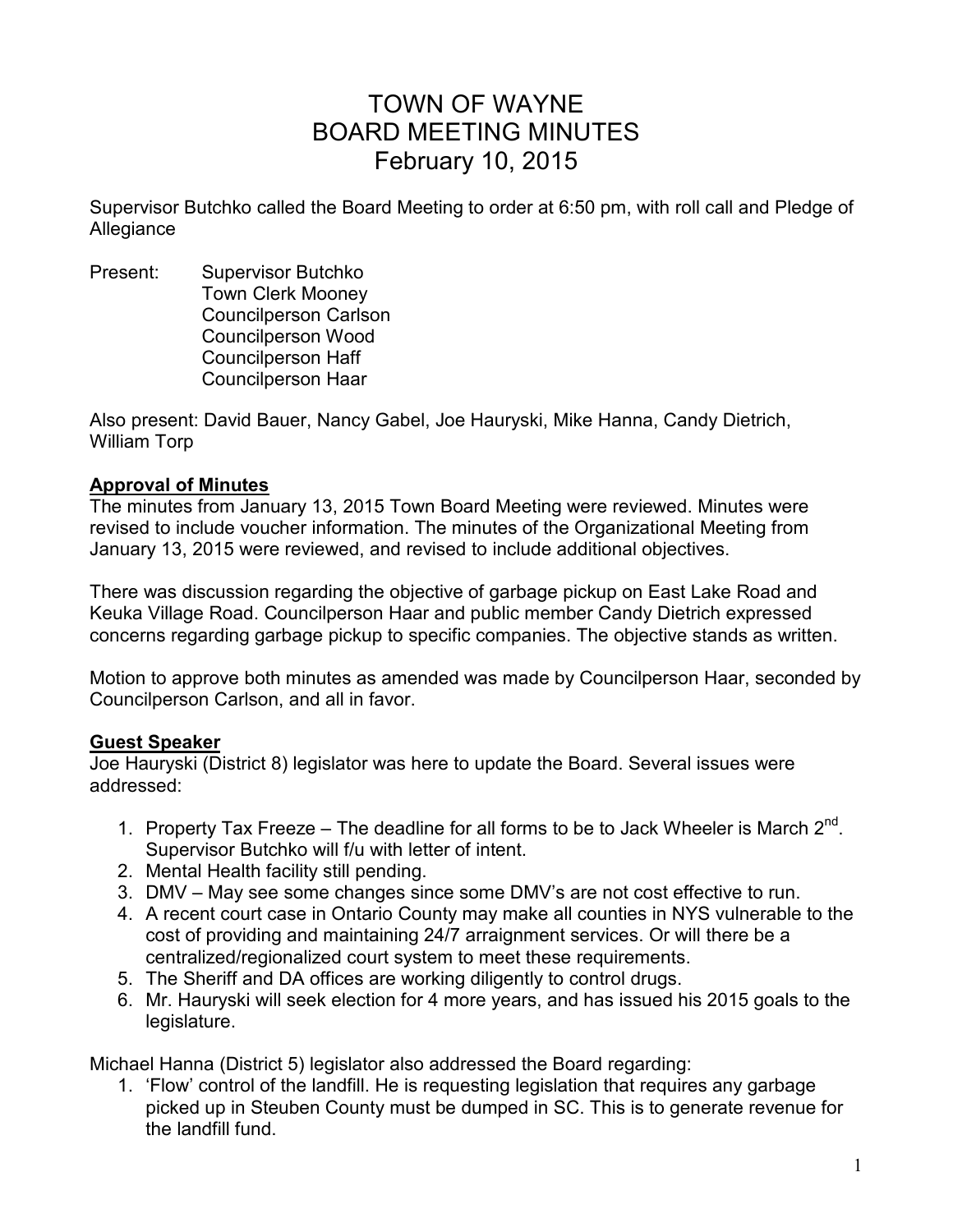# TOWN OF WAYNE
# BOARD MEETING MINUTES
# February 10, 2015

Supervisor Butchko called the Board Meeting to order at 6:50 pm, with roll call and Pledge of Allegiance

Present: Supervisor Butchko
Town Clerk Mooney
Councilperson Carlson
Councilperson Wood
Councilperson Haff
Councilperson Haar

Also present: David Bauer, Nancy Gabel, Joe Hauryski, Mike Hanna, Candy Dietrich, William Torp

**Approval of Minutes**

The minutes from January 13, 2015 Town Board Meeting were reviewed. Minutes were revised to include voucher information. The minutes of the Organizational Meeting from January 13, 2015 were reviewed, and revised to include additional objectives.

There was discussion regarding the objective of garbage pickup on East Lake Road and Keuka Village Road. Councilperson Haar and public member Candy Dietrich expressed concerns regarding garbage pickup to specific companies. The objective stands as written.

Motion to approve both minutes as amended was made by Councilperson Haar, seconded by Councilperson Carlson, and all in favor.

**Guest Speaker**

Joe Hauryski (District 8) legislator was here to update the Board. Several issues were addressed:

1. Property Tax Freeze – The deadline for all forms to be to Jack Wheeler is March 2nd. Supervisor Butchko will f/u with letter of intent.
2. Mental Health facility still pending.
3. DMV – May see some changes since some DMV's are not cost effective to run.
4. A recent court case in Ontario County may make all counties in NYS vulnerable to the cost of providing and maintaining 24/7 arraignment services. Or will there be a centralized/regionalized court system to meet these requirements.
5. The Sheriff and DA offices are working diligently to control drugs.
6. Mr. Hauryski will seek election for 4 more years, and has issued his 2015 goals to the legislature.

Michael Hanna (District 5) legislator also addressed the Board regarding:

1. 'Flow' control of the landfill. He is requesting legislation that requires any garbage picked up in Steuben County must be dumped in SC. This is to generate revenue for the landfill fund.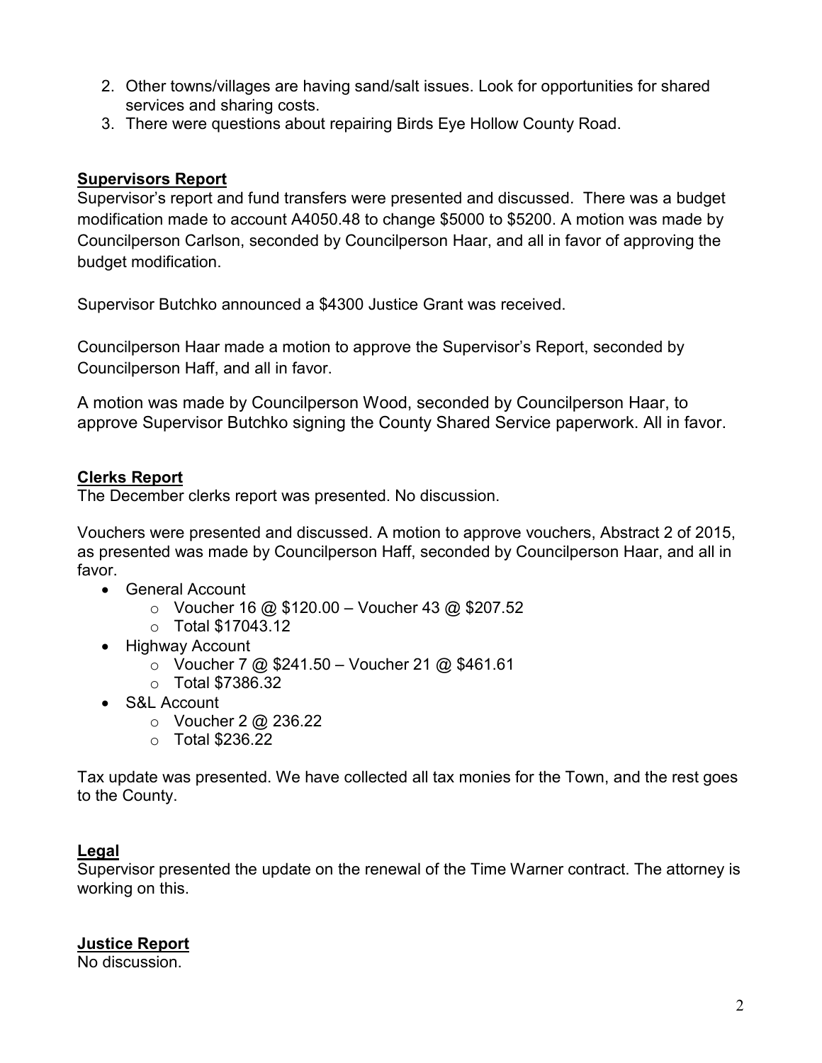2. Other towns/villages are having sand/salt issues. Look for opportunities for shared services and sharing costs.
3. There were questions about repairing Birds Eye Hollow County Road.

**Supervisors Report**

Supervisor's report and fund transfers were presented and discussed. There was a budget modification made to account A4050.48 to change $5000 to $5200. A motion was made by Councilperson Carlson, seconded by Councilperson Haar, and all in favor of approving the budget modification.

Supervisor Butchko announced a $4300 Justice Grant was received.

Councilperson Haar made a motion to approve the Supervisor's Report, seconded by Councilperson Haff, and all in favor.

A motion was made by Councilperson Wood, seconded by Councilperson Haar, to approve Supervisor Butchko signing the County Shared Service paperwork. All in favor.

**Clerks Report**

The December clerks report was presented. No discussion.

Vouchers were presented and discussed. A motion to approve vouchers, Abstract 2 of 2015, as presented was made by Councilperson Haff, seconded by Councilperson Haar, and all in favor.

- General Account
  - Voucher 16 @ $120.00 – Voucher 43 @ $207.52
  - Total $17043.12
- Highway Account
  - Voucher 7 @ $241.50 – Voucher 21 @ $461.61
  - Total $7386.32
- S&L Account
  - Voucher 2 @ 236.22
  - Total $236.22

Tax update was presented. We have collected all tax monies for the Town, and the rest goes to the County.

**Legal**

Supervisor presented the update on the renewal of the Time Warner contract. The attorney is working on this.

**Justice Report**

No discussion.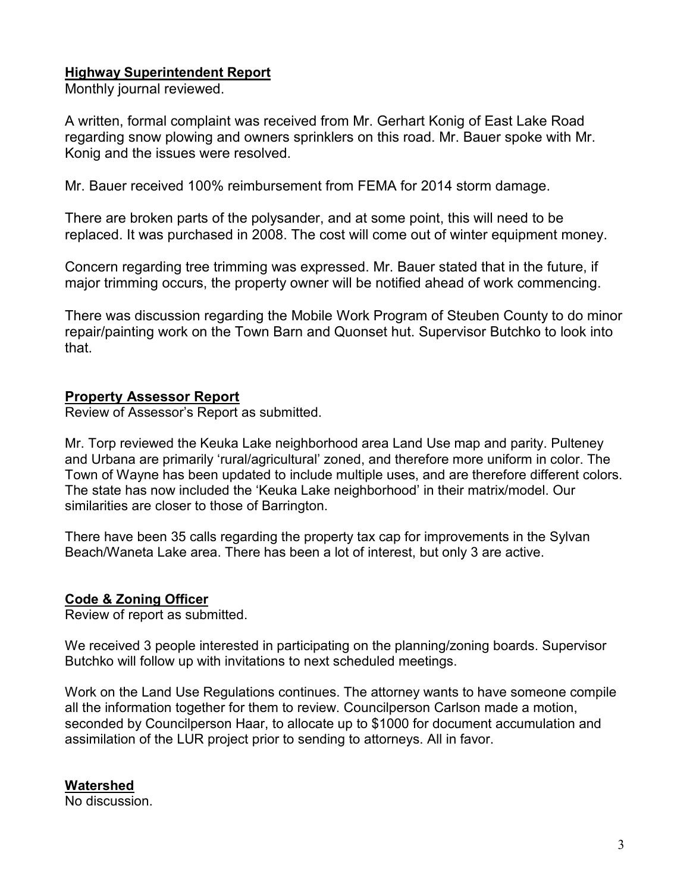**Highway Superintendent Report**

Monthly journal reviewed.

A written, formal complaint was received from Mr. Gerhart Konig of East Lake Road regarding snow plowing and owners sprinklers on this road. Mr. Bauer spoke with Mr. Konig and the issues were resolved.

Mr. Bauer received 100% reimbursement from FEMA for 2014 storm damage.

There are broken parts of the polysander, and at some point, this will need to be replaced. It was purchased in 2008. The cost will come out of winter equipment money.

Concern regarding tree trimming was expressed. Mr. Bauer stated that in the future, if major trimming occurs, the property owner will be notified ahead of work commencing.

There was discussion regarding the Mobile Work Program of Steuben County to do minor repair/painting work on the Town Barn and Quonset hut. Supervisor Butchko to look into that.

**Property Assessor Report**

Review of Assessor's Report as submitted.

Mr. Torp reviewed the Keuka Lake neighborhood area Land Use map and parity. Pulteney and Urbana are primarily 'rural/agricultural' zoned, and therefore more uniform in color. The Town of Wayne has been updated to include multiple uses, and are therefore different colors. The state has now included the 'Keuka Lake neighborhood' in their matrix/model. Our similarities are closer to those of Barrington.

There have been 35 calls regarding the property tax cap for improvements in the Sylvan Beach/Waneta Lake area. There has been a lot of interest, but only 3 are active.

**Code & Zoning Officer**

Review of report as submitted.

We received 3 people interested in participating on the planning/zoning boards. Supervisor Butchko will follow up with invitations to next scheduled meetings.

Work on the Land Use Regulations continues. The attorney wants to have someone compile all the information together for them to review. Councilperson Carlson made a motion, seconded by Councilperson Haar, to allocate up to $1000 for document accumulation and assimilation of the LUR project prior to sending to attorneys. All in favor.

**Watershed**

No discussion.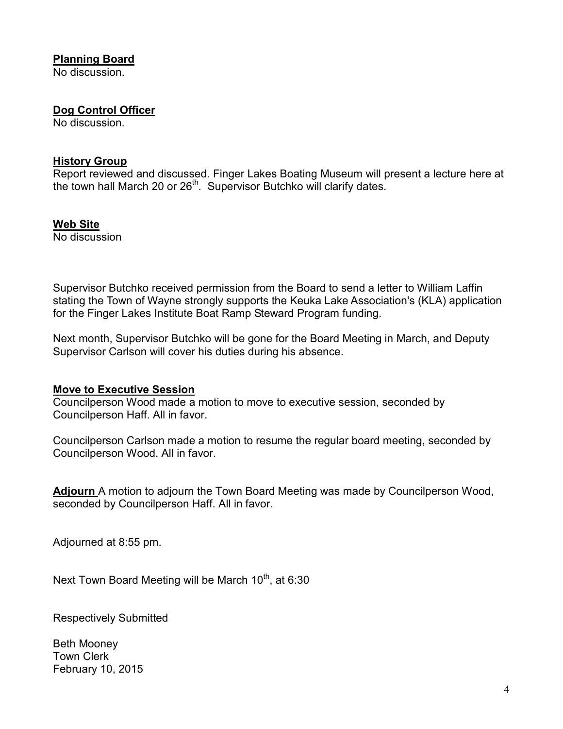**Planning Board**
No discussion.

**Dog Control Officer**
No discussion.

**History Group**
Report reviewed and discussed. Finger Lakes Boating Museum will present a lecture here at the town hall March 20 or 26$^{th}$. Supervisor Butchko will clarify dates.

**Web Site**
No discussion

Supervisor Butchko received permission from the Board to send a letter to William Laffin stating the Town of Wayne strongly supports the Keuka Lake Association's (KLA) application for the Finger Lakes Institute Boat Ramp Steward Program funding.

Next month, Supervisor Butchko will be gone for the Board Meeting in March, and Deputy Supervisor Carlson will cover his duties during his absence.

**Move to Executive Session**
Councilperson Wood made a motion to move to executive session, seconded by Councilperson Haff. All in favor.

Councilperson Carlson made a motion to resume the regular board meeting, seconded by Councilperson Wood. All in favor.

**Adjourn** A motion to adjourn the Town Board Meeting was made by Councilperson Wood, seconded by Councilperson Haff. All in favor.

Adjourned at 8:55 pm.

Next Town Board Meeting will be March 10$^{th}$, at 6:30

Respectively Submitted

Beth Mooney
Town Clerk
February 10, 2015